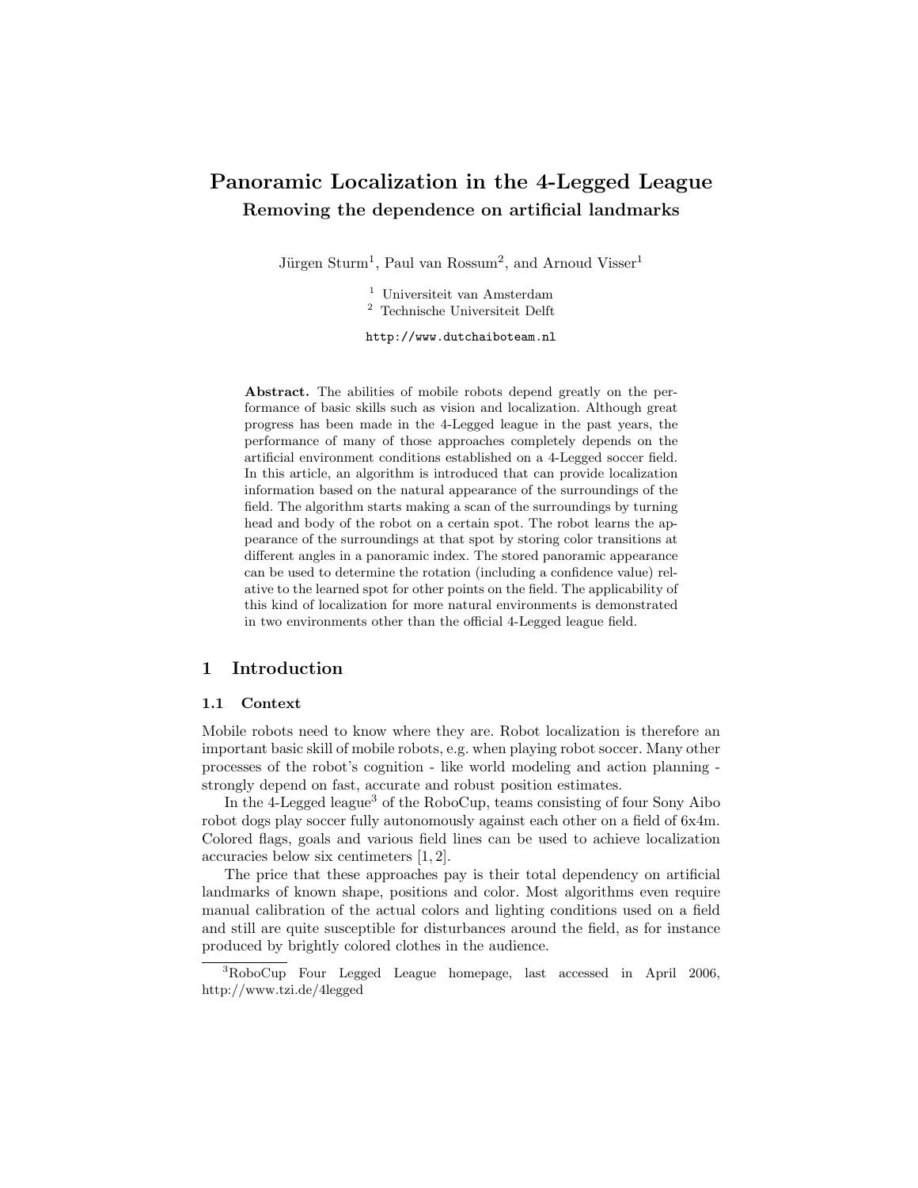# Panoramic Localization in the 4-Legged League

**Removing the dependence on artificial landmarks**

Jürgen Sturm[1], Paul van Rossum[2], and Arnoud Visser[1]

[1] Universiteit van Amsterdam
[2] Technische Universiteit Delft

http://www.dutchaiboteam.nl

**Abstract.** The abilities of mobile robots depend greatly on the performance of basic skills such as vision and localization. Although great progress has been made in the 4-Legged league in the past years, the performance of many of those approaches completely depends on the artificial environment conditions established on a 4-Legged soccer field. In this article, an algorithm is introduced that can provide localization information based on the natural appearance of the surroundings of the field. The algorithm starts making a scan of the surroundings by turning head and body of the robot on a certain spot. The robot learns the appearance of the surroundings at that spot by storing color transitions at different angles in a panoramic index. The stored panoramic appearance can be used to determine the rotation (including a confidence value) relative to the learned spot for other points on the field. The applicability of this kind of localization for more natural environments is demonstrated in two environments other than the official 4-Legged league field.

## 1 Introduction

### 1.1 Context

Mobile robots need to know where they are. Robot localization is therefore an important basic skill of mobile robots, e.g. when playing robot soccer. Many other processes of the robot's cognition - like world modeling and action planning - strongly depend on fast, accurate and robust position estimates.

In the 4-Legged league[3] of the RoboCup, teams consisting of four Sony Aibo robot dogs play soccer fully autonomously against each other on a field of 6x4m. Colored flags, goals and various field lines can be used to achieve localization accuracies below six centimeters [1, 2].

The price that these approaches pay is their total dependency on artificial landmarks of known shape, positions and color. Most algorithms even require manual calibration of the actual colors and lighting conditions used on a field and still are quite susceptible for disturbances around the field, as for instance produced by brightly colored clothes in the audience.

[3] RoboCup Four Legged League homepage, last accessed in April 2006, http://www.tzi.de/4legged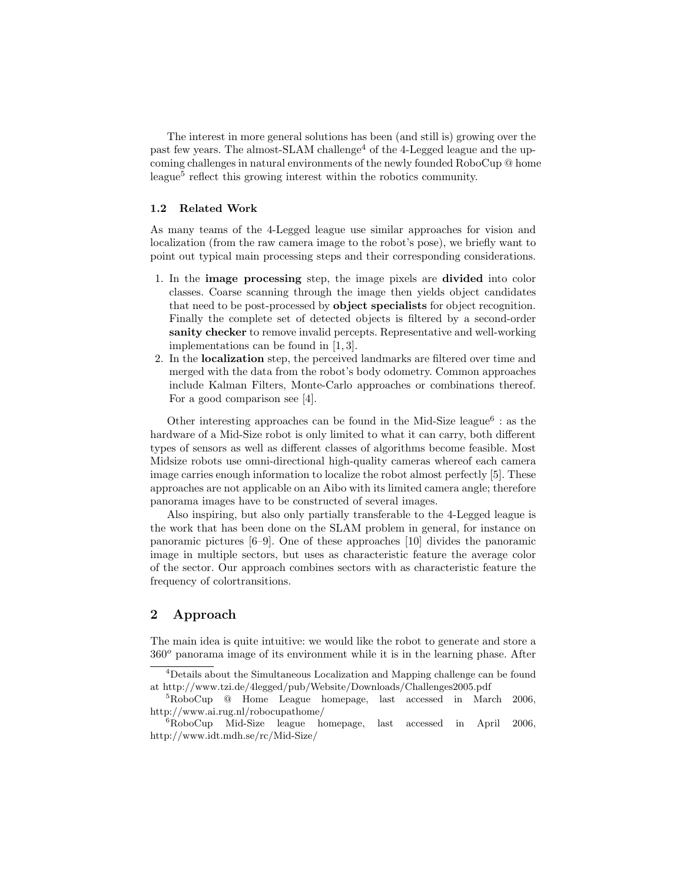The interest in more general solutions has been (and still is) growing over the past few years. The almost-SLAM challenge[4] of the 4-Legged league and the upcoming challenges in natural environments of the newly founded RoboCup @ home league[5] reflect this growing interest within the robotics community.

### 1.2 Related Work

As many teams of the 4-Legged league use similar approaches for vision and localization (from the raw camera image to the robot's pose), we briefly want to point out typical main processing steps and their corresponding considerations.

1. In the **image processing** step, the image pixels are **divided** into color classes. Coarse scanning through the image then yields object candidates that need to be post-processed by **object specialists** for object recognition. Finally the complete set of detected objects is filtered by a second-order **sanity checker** to remove invalid percepts. Representative and well-working implementations can be found in [1, 3].
2. In the **localization** step, the perceived landmarks are filtered over time and merged with the data from the robot's body odometry. Common approaches include Kalman Filters, Monte-Carlo approaches or combinations thereof. For a good comparison see [4].

Other interesting approaches can be found in the Mid-Size league[6] : as the hardware of a Mid-Size robot is only limited to what it can carry, both different types of sensors as well as different classes of algorithms become feasible. Most Midsize robots use omni-directional high-quality cameras whereof each camera image carries enough information to localize the robot almost perfectly [5]. These approaches are not applicable on an Aibo with its limited camera angle; therefore panorama images have to be constructed of several images.

Also inspiring, but also only partially transferable to the 4-Legged league is the work that has been done on the SLAM problem in general, for instance on panoramic pictures [6–9]. One of these approaches [10] divides the panoramic image in multiple sectors, but uses as characteristic feature the average color of the sector. Our approach combines sectors with as characteristic feature the frequency of colortransitions.

## 2 Approach

The main idea is quite intuitive: we would like the robot to generate and store a $360^o$ panorama image of its environment while it is in the learning phase. After

[4] Details about the Simultaneous Localization and Mapping challenge can be found at http://www.tzi.de/4legged/pub/Website/Downloads/Challenges2005.pdf

[5] RoboCup @ Home League homepage, last accessed in March 2006, http://www.ai.rug.nl/robocupathome/

[6] RoboCup Mid-Size league homepage, last accessed in April 2006, http://www.idt.mdh.se/rc/Mid-Size/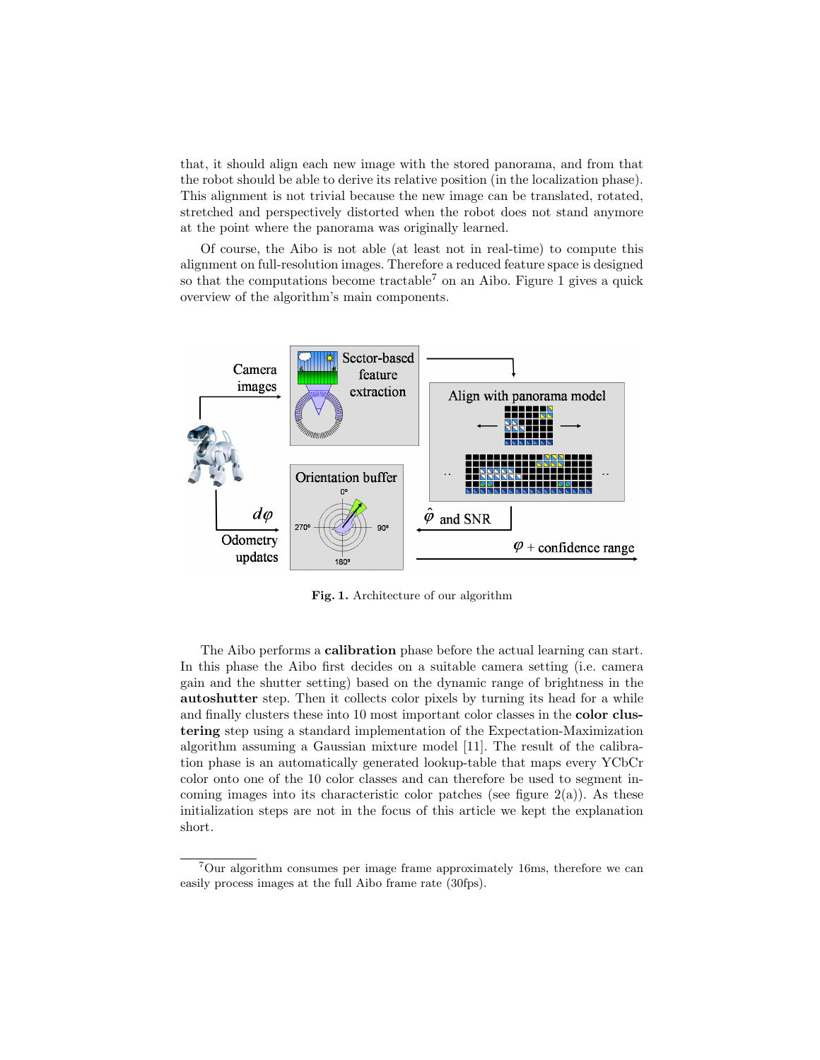that, it should align each new image with the stored panorama, and from that the robot should be able to derive its relative position (in the localization phase). This alignment is not trivial because the new image can be translated, rotated, stretched and perspectively distorted when the robot does not stand anymore at the point where the panorama was originally learned.

Of course, the Aibo is not able (at least not in real-time) to compute this alignment on full-resolution images. Therefore a reduced feature space is designed so that the computations become tractable[7] on an Aibo. Figure 1 gives a quick overview of the algorithm's main components.

**Fig. 1.** Architecture of our algorithm

The Aibo performs a **calibration** phase before the actual learning can start. In this phase the Aibo first decides on a suitable camera setting (i.e. camera gain and the shutter setting) based on the dynamic range of brightness in the **autoshutter** step. Then it collects color pixels by turning its head for a while and finally clusters these into 10 most important color classes in the **color clustering** step using a standard implementation of the Expectation-Maximization algorithm assuming a Gaussian mixture model [11]. The result of the calibration phase is an automatically generated lookup-table that maps every YCbCr color onto one of the 10 color classes and can therefore be used to segment incoming images into its characteristic color patches (see figure 2(a)). As these initialization steps are not in the focus of this article we kept the explanation short.

[7] Our algorithm consumes per image frame approximately 16ms, therefore we can easily process images at the full Aibo frame rate (30fps).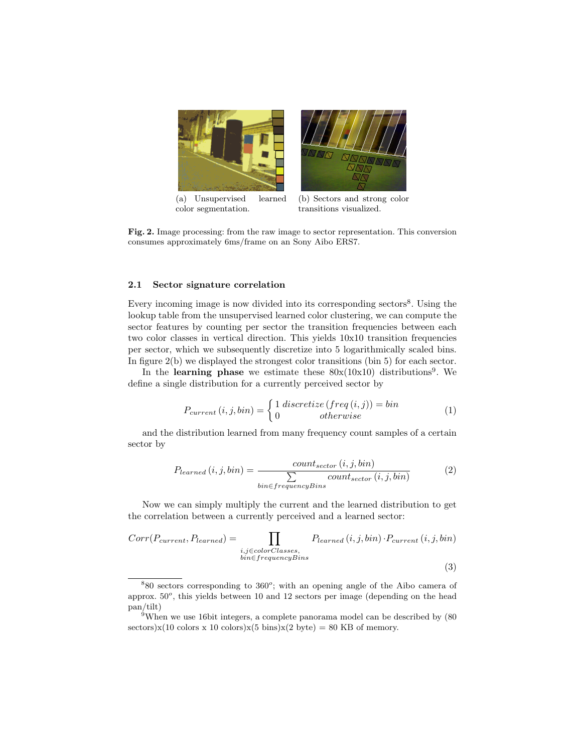(a) Unsupervised learned color segmentation.

(b) Sectors and strong color transitions visualized.

**Fig. 2.** Image processing: from the raw image to sector representation. This conversion consumes approximately 6ms/frame on an Sony Aibo ERS7.

### 2.1 Sector signature correlation

Every incoming image is now divided into its corresponding sectors[8]. Using the lookup table from the unsupervised learned color clustering, we can compute the sector features by counting per sector the transition frequencies between each two color classes in vertical direction. This yields 10x10 transition frequencies per sector, which we subsequently discretize into 5 logarithmically scaled bins. In figure 2(b) we displayed the strongest color transitions (bin 5) for each sector.

In the **learning phase** we estimate these 80x(10x10) distributions[9]. We define a single distribution for a currently perceived sector by

$$P_{current}\left(i,j,bin\right) = \begin{cases} 1 \; discretize\left(freq\left(i,j\right)\right) = bin \\ 0 \qquad\quad otherwise \end{cases} \tag{1}$$

and the distribution learned from many frequency count samples of a certain sector by

$$P_{learned}\left(i,j,bin\right) = \frac{count_{sector}\left(i,j,bin\right)}{\sum\limits_{bin \in frequencyBins} count_{sector}\left(i,j,bin\right)} \tag{2}$$

Now we can simply multiply the current and the learned distribution to get the correlation between a currently perceived and a learned sector:

$$Corr(P_{current}, P_{learned}) = \prod_{\substack{i,j \in colorClasses, \\ bin \in frequencyBins}} P_{learned}\left(i,j,bin\right) \cdot P_{current}\left(i,j,bin\right) \tag{3}$$

---

[8] 80 sectors corresponding to $360^o$; with an opening angle of the Aibo camera of approx. $50^o$, this yields between 10 and 12 sectors per image (depending on the head pan/tilt)

[9] When we use 16bit integers, a complete panorama model can be described by (80 sectors)x(10 colors x 10 colors)x(5 bins)x(2 byte) = 80 KB of memory.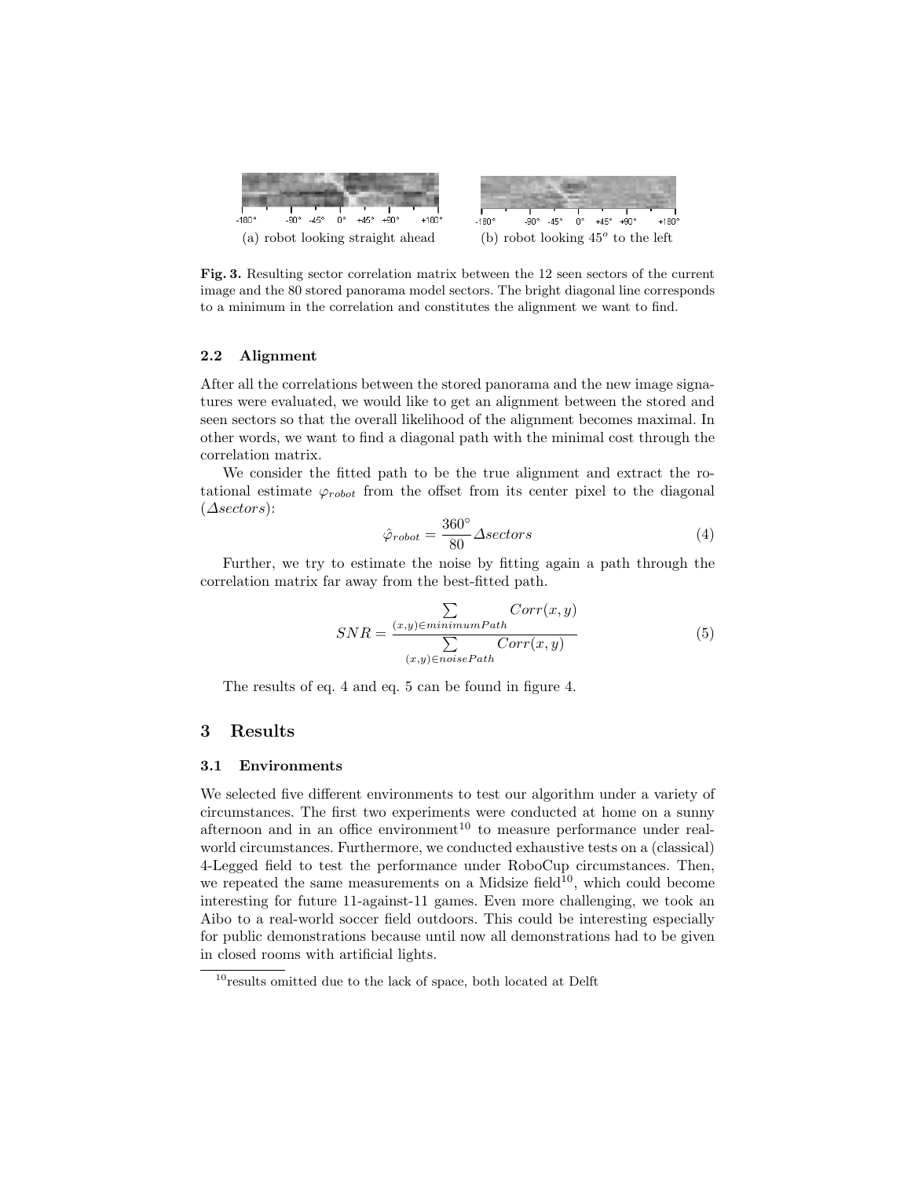(a) robot looking straight ahead (b) robot looking $45^o$ to the left

**Fig. 3.** Resulting sector correlation matrix between the 12 seen sectors of the current image and the 80 stored panorama model sectors. The bright diagonal line corresponds to a minimum in the correlation and constitutes the alignment we want to find.

### 2.2 Alignment

After all the correlations between the stored panorama and the new image signatures were evaluated, we would like to get an alignment between the stored and seen sectors so that the overall likelihood of the alignment becomes maximal. In other words, we want to find a diagonal path with the minimal cost through the correlation matrix.

We consider the fitted path to be the true alignment and extract the rotational estimate $\varphi_{robot}$ from the offset from its center pixel to the diagonal ($\Delta sectors$):

$$\hat{\varphi}_{robot} = \frac{360^\circ}{80} \Delta sectors \tag{4}$$

Further, we try to estimate the noise by fitting again a path through the correlation matrix far away from the best-fitted path.

$$SNR = \frac{\sum_{(x,y) \in minimumPath} Corr(x,y)}{\sum_{(x,y) \in noisePath} Corr(x,y)} \tag{5}$$

The results of eq. 4 and eq. 5 can be found in figure 4.

## 3 Results

### 3.1 Environments

We selected five different environments to test our algorithm under a variety of circumstances. The first two experiments were conducted at home on a sunny afternoon and in an office environment[10] to measure performance under real-world circumstances. Furthermore, we conducted exhaustive tests on a (classical) 4-Legged field to test the performance under RoboCup circumstances. Then, we repeated the same measurements on a Midsize field[10], which could become interesting for future 11-against-11 games. Even more challenging, we took an Aibo to a real-world soccer field outdoors. This could be interesting especially for public demonstrations because until now all demonstrations had to be given in closed rooms with artificial lights.

[10] results omitted due to the lack of space, both located at Delft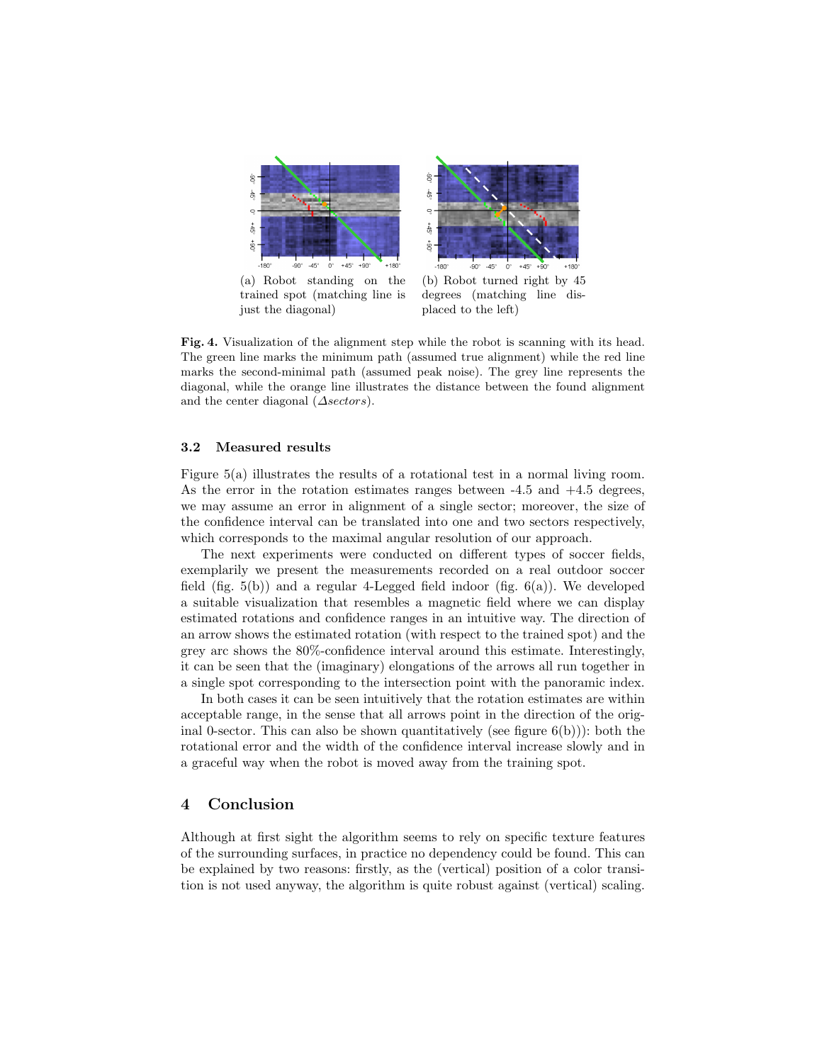(a) Robot standing on the trained spot (matching line is just the diagonal)

(b) Robot turned right by 45 degrees (matching line displaced to the left)

**Fig. 4.** Visualization of the alignment step while the robot is scanning with its head. The green line marks the minimum path (assumed true alignment) while the red line marks the second-minimal path (assumed peak noise). The grey line represents the diagonal, while the orange line illustrates the distance between the found alignment and the center diagonal ($\Delta sectors$).

### 3.2 Measured results

Figure 5(a) illustrates the results of a rotational test in a normal living room. As the error in the rotation estimates ranges between -4.5 and +4.5 degrees, we may assume an error in alignment of a single sector; moreover, the size of the confidence interval can be translated into one and two sectors respectively, which corresponds to the maximal angular resolution of our approach.

The next experiments were conducted on different types of soccer fields, exemplarily we present the measurements recorded on a real outdoor soccer field (fig. 5(b)) and a regular 4-Legged field indoor (fig. 6(a)). We developed a suitable visualization that resembles a magnetic field where we can display estimated rotations and confidence ranges in an intuitive way. The direction of an arrow shows the estimated rotation (with respect to the trained spot) and the grey arc shows the 80%-confidence interval around this estimate. Interestingly, it can be seen that the (imaginary) elongations of the arrows all run together in a single spot corresponding to the intersection point with the panoramic index.

In both cases it can be seen intuitively that the rotation estimates are within acceptable range, in the sense that all arrows point in the direction of the original 0-sector. This can also be shown quantitatively (see figure 6(b))): both the rotational error and the width of the confidence interval increase slowly and in a graceful way when the robot is moved away from the training spot.

## 4 Conclusion

Although at first sight the algorithm seems to rely on specific texture features of the surrounding surfaces, in practice no dependency could be found. This can be explained by two reasons: firstly, as the (vertical) position of a color transition is not used anyway, the algorithm is quite robust against (vertical) scaling.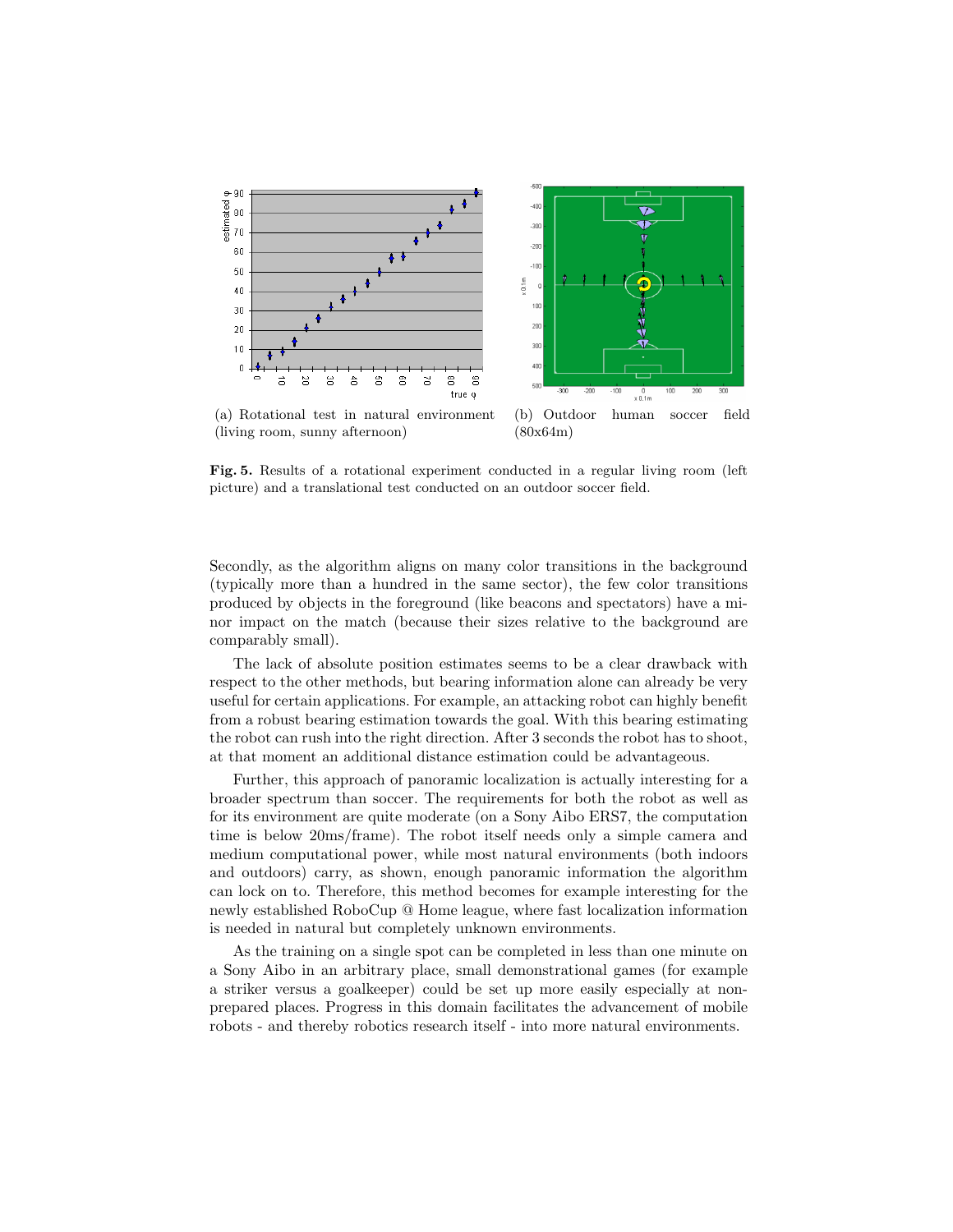(a) Rotational test in natural environment (living room, sunny afternoon)

(b) Outdoor human soccer field (80x64m)

**Fig. 5.** Results of a rotational experiment conducted in a regular living room (left picture) and a translational test conducted on an outdoor soccer field.

Secondly, as the algorithm aligns on many color transitions in the background (typically more than a hundred in the same sector), the few color transitions produced by objects in the foreground (like beacons and spectators) have a minor impact on the match (because their sizes relative to the background are comparably small).

The lack of absolute position estimates seems to be a clear drawback with respect to the other methods, but bearing information alone can already be very useful for certain applications. For example, an attacking robot can highly benefit from a robust bearing estimation towards the goal. With this bearing estimating the robot can rush into the right direction. After 3 seconds the robot has to shoot, at that moment an additional distance estimation could be advantageous.

Further, this approach of panoramic localization is actually interesting for a broader spectrum than soccer. The requirements for both the robot as well as for its environment are quite moderate (on a Sony Aibo ERS7, the computation time is below 20ms/frame). The robot itself needs only a simple camera and medium computational power, while most natural environments (both indoors and outdoors) carry, as shown, enough panoramic information the algorithm can lock on to. Therefore, this method becomes for example interesting for the newly established RoboCup @ Home league, where fast localization information is needed in natural but completely unknown environments.

As the training on a single spot can be completed in less than one minute on a Sony Aibo in an arbitrary place, small demonstrational games (for example a striker versus a goalkeeper) could be set up more easily especially at non-prepared places. Progress in this domain facilitates the advancement of mobile robots - and thereby robotics research itself - into more natural environments.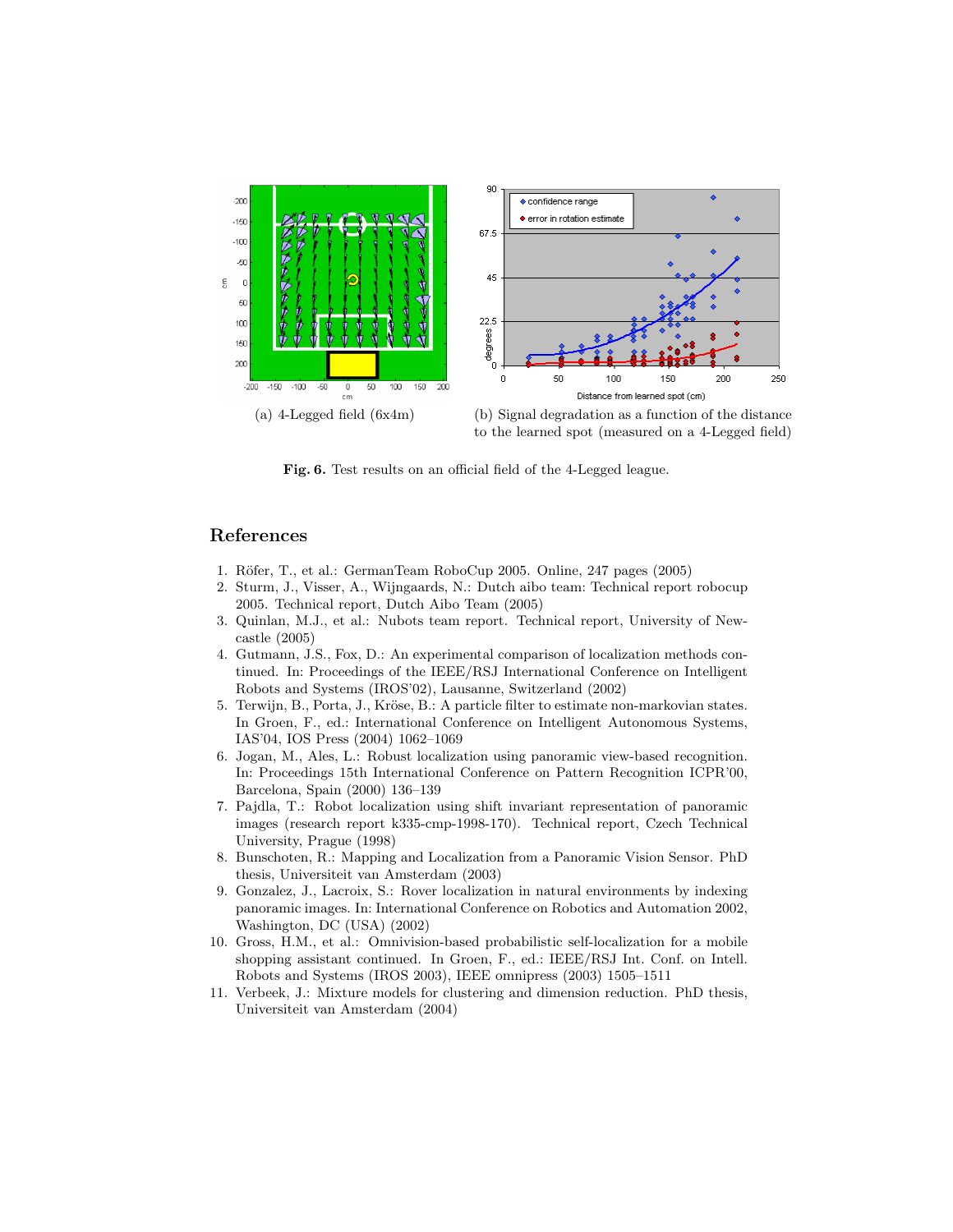-200
-150
-100
-50
0
50
100
150
200
cm
-200 -150 -100 -50 0 50 100 150 200
cm

(a) 4-Legged field (6x4m)

90
67.5
45
22.5
0
degrees
0 50 100 150 200 250
Distance from learned spot (cm)
confidence range
error in rotation estimate

(b) Signal degradation as a function of the distance to the learned spot (measured on a 4-Legged field)

**Fig. 6.** Test results on an official field of the 4-Legged league.

## References

1. Röfer, T., et al.: GermanTeam RoboCup 2005. Online, 247 pages (2005)
2. Sturm, J., Visser, A., Wijngaards, N.: Dutch aibo team: Technical report robocup 2005. Technical report, Dutch Aibo Team (2005)
3. Quinlan, M.J., et al.: Nubots team report. Technical report, University of Newcastle (2005)
4. Gutmann, J.S., Fox, D.: An experimental comparison of localization methods continued. In: Proceedings of the IEEE/RSJ International Conference on Intelligent Robots and Systems (IROS'02), Lausanne, Switzerland (2002)
5. Terwijn, B., Porta, J., Kröse, B.: A particle filter to estimate non-markovian states. In Groen, F., ed.: International Conference on Intelligent Autonomous Systems, IAS'04, IOS Press (2004) 1062–1069
6. Jogan, M., Ales, L.: Robust localization using panoramic view-based recognition. In: Proceedings 15th International Conference on Pattern Recognition ICPR'00, Barcelona, Spain (2000) 136–139
7. Pajdla, T.: Robot localization using shift invariant representation of panoramic images (research report k335-cmp-1998-170). Technical report, Czech Technical University, Prague (1998)
8. Bunschoten, R.: Mapping and Localization from a Panoramic Vision Sensor. PhD thesis, Universiteit van Amsterdam (2003)
9. Gonzalez, J., Lacroix, S.: Rover localization in natural environments by indexing panoramic images. In: International Conference on Robotics and Automation 2002, Washington, DC (USA) (2002)
10. Gross, H.M., et al.: Omnivision-based probabilistic self-localization for a mobile shopping assistant continued. In Groen, F., ed.: IEEE/RSJ Int. Conf. on Intell. Robots and Systems (IROS 2003), IEEE omnipress (2003) 1505–1511
11. Verbeek, J.: Mixture models for clustering and dimension reduction. PhD thesis, Universiteit van Amsterdam (2004)